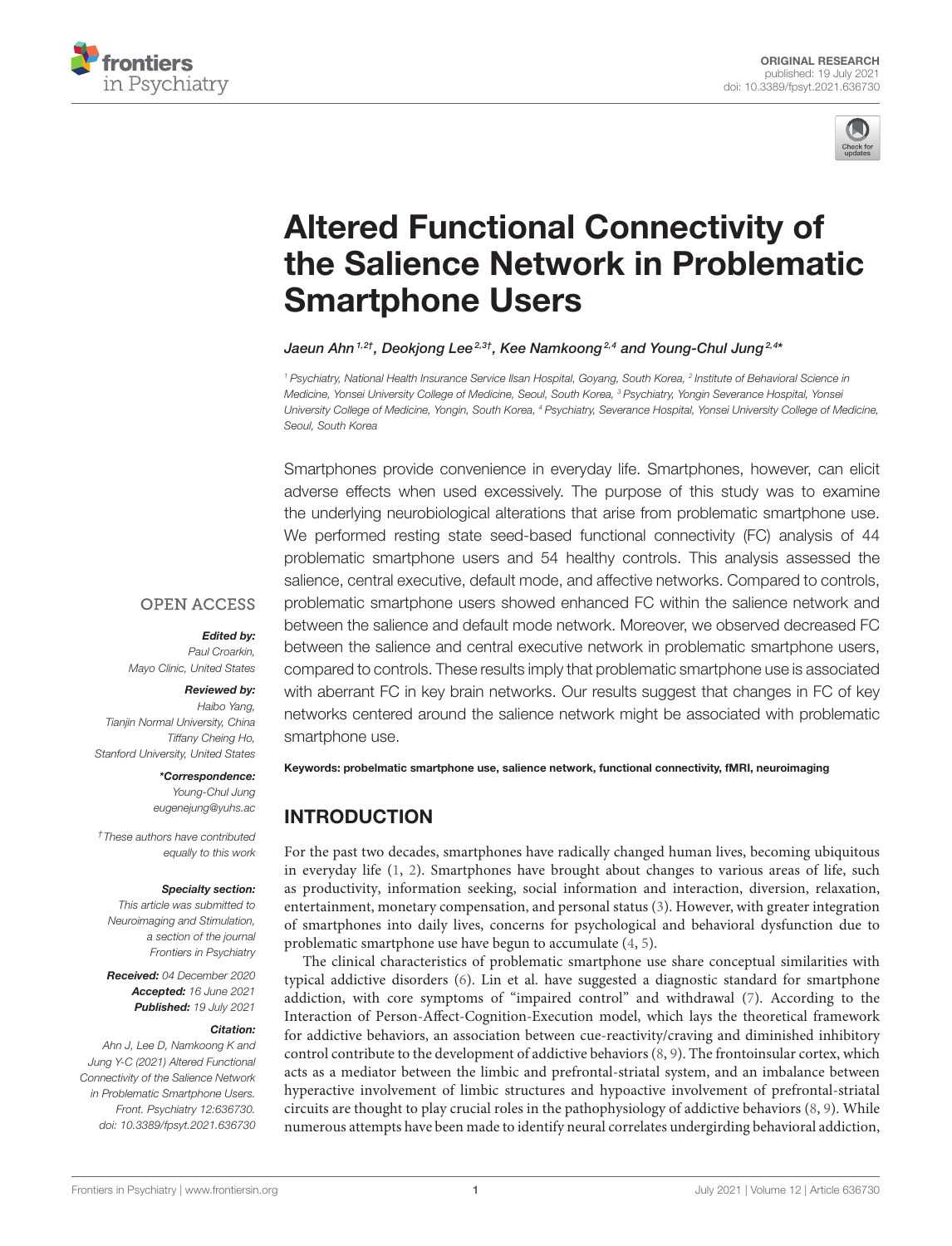ORIGINAL RESEARCH
published: 19 July 2021
doi: 10.3389/fpsyt.2021.636730

# Altered Functional Connectivity of the Salience Network in Problematic Smartphone Users

*Jaeun Ahn[1,2†], Deokjong Lee[2,3†], Kee Namkoong[2,4] and Young-Chul Jung[2,4*]*

[1] Psychiatry, National Health Insurance Service Ilsan Hospital, Goyang, South Korea, [2] Institute of Behavioral Science in Medicine, Yonsei University College of Medicine, Seoul, South Korea, [3] Psychiatry, Yongin Severance Hospital, Yonsei University College of Medicine, Yongin, South Korea, [4] Psychiatry, Severance Hospital, Yonsei University College of Medicine, Seoul, South Korea

Smartphones provide convenience in everyday life. Smartphones, however, can elicit adverse effects when used excessively. The purpose of this study was to examine the underlying neurobiological alterations that arise from problematic smartphone use. We performed resting state seed-based functional connectivity (FC) analysis of 44 problematic smartphone users and 54 healthy controls. This analysis assessed the salience, central executive, default mode, and affective networks. Compared to controls, problematic smartphone users showed enhanced FC within the salience network and between the salience and default mode network. Moreover, we observed decreased FC between the salience and central executive network in problematic smartphone users, compared to controls. These results imply that problematic smartphone use is associated with aberrant FC in key brain networks. Our results suggest that changes in FC of key networks centered around the salience network might be associated with problematic smartphone use.

**Keywords: probelmatic smartphone use, salience network, functional connectivity, fMRI, neuroimaging**

OPEN ACCESS

***Edited by:***
*Paul Croarkin,*
*Mayo Clinic, United States*

***Reviewed by:***
*Haibo Yang,*
*Tianjin Normal University, China*
*Tiffany Cheing Ho,*
*Stanford University, United States*

***\*Correspondence:***
*Young-Chul Jung*
*eugenejung@yuhs.ac*

*† These authors have contributed equally to this work*

***Specialty section:***
*This article was submitted to Neuroimaging and Stimulation, a section of the journal Frontiers in Psychiatry*

***Received:** 04 December 2020*
***Accepted:** 16 June 2021*
***Published:** 19 July 2021*

***Citation:***
*Ahn J, Lee D, Namkoong K and Jung Y-C (2021) Altered Functional Connectivity of the Salience Network in Problematic Smartphone Users. Front. Psychiatry 12:636730. doi: 10.3389/fpsyt.2021.636730*

## INTRODUCTION

For the past two decades, smartphones have radically changed human lives, becoming ubiquitous in everyday life (1, 2). Smartphones have brought about changes to various areas of life, such as productivity, information seeking, social information and interaction, diversion, relaxation, entertainment, monetary compensation, and personal status (3). However, with greater integration of smartphones into daily lives, concerns for psychological and behavioral dysfunction due to problematic smartphone use have begun to accumulate (4, 5).

The clinical characteristics of problematic smartphone use share conceptual similarities with typical addictive disorders (6). Lin et al. have suggested a diagnostic standard for smartphone addiction, with core symptoms of "impaired control" and withdrawal (7). According to the Interaction of Person-Affect-Cognition-Execution model, which lays the theoretical framework for addictive behaviors, an association between cue-reactivity/craving and diminished inhibitory control contribute to the development of addictive behaviors (8, 9). The frontoinsular cortex, which acts as a mediator between the limbic and prefrontal-striatal system, and an imbalance between hyperactive involvement of limbic structures and hypoactive involvement of prefrontal-striatal circuits are thought to play crucial roles in the pathophysiology of addictive behaviors (8, 9). While numerous attempts have been made to identify neural correlates undergirding behavioral addiction,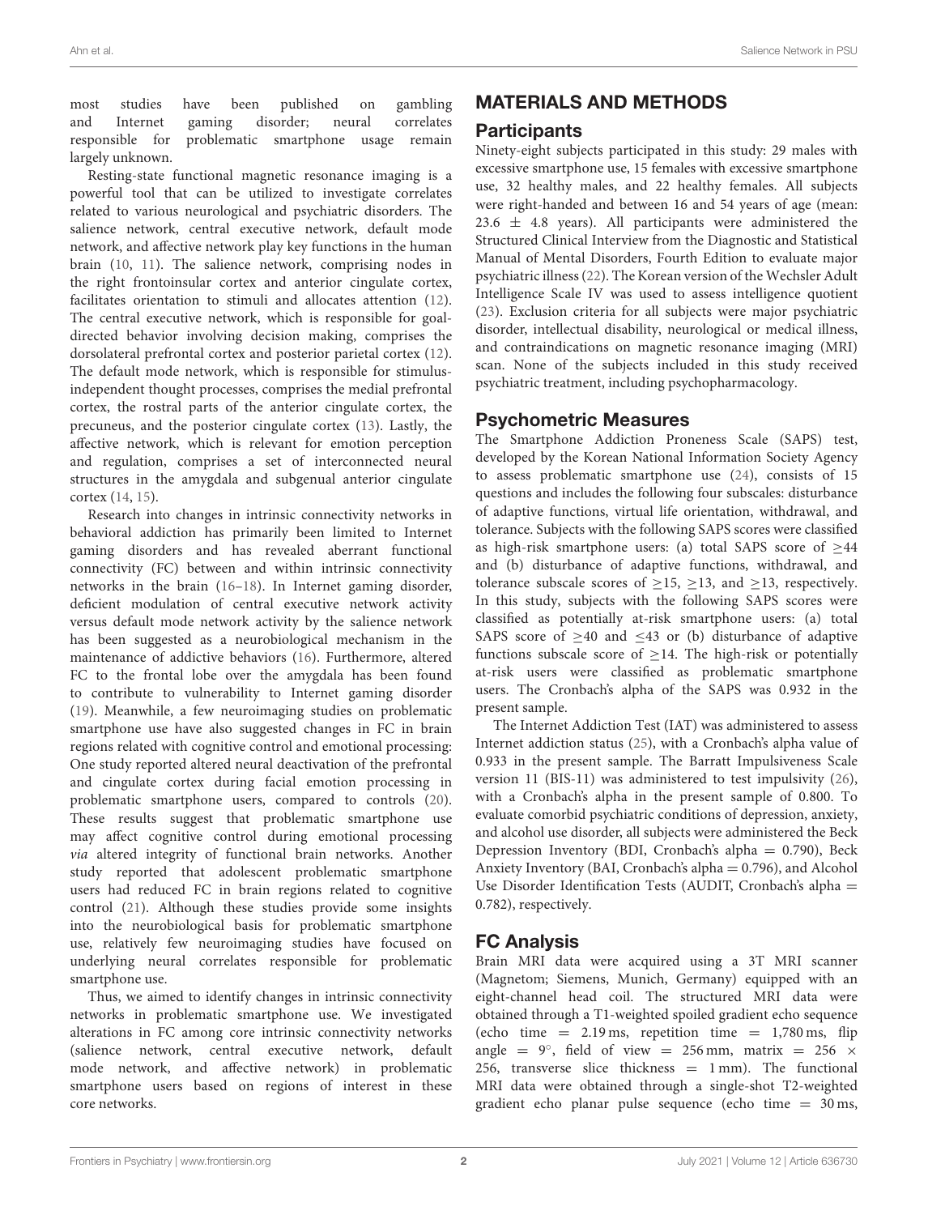most studies have been published on gambling and Internet gaming disorder; neural correlates responsible for problematic smartphone usage remain largely unknown.

Resting-state functional magnetic resonance imaging is a powerful tool that can be utilized to investigate correlates related to various neurological and psychiatric disorders. The salience network, central executive network, default mode network, and affective network play key functions in the human brain (10, 11). The salience network, comprising nodes in the right frontoinsular cortex and anterior cingulate cortex, facilitates orientation to stimuli and allocates attention (12). The central executive network, which is responsible for goal-directed behavior involving decision making, comprises the dorsolateral prefrontal cortex and posterior parietal cortex (12). The default mode network, which is responsible for stimulus-independent thought processes, comprises the medial prefrontal cortex, the rostral parts of the anterior cingulate cortex, the precuneus, and the posterior cingulate cortex (13). Lastly, the affective network, which is relevant for emotion perception and regulation, comprises a set of interconnected neural structures in the amygdala and subgenual anterior cingulate cortex (14, 15).

Research into changes in intrinsic connectivity networks in behavioral addiction has primarily been limited to Internet gaming disorders and has revealed aberrant functional connectivity (FC) between and within intrinsic connectivity networks in the brain (16–18). In Internet gaming disorder, deficient modulation of central executive network activity versus default mode network activity by the salience network has been suggested as a neurobiological mechanism in the maintenance of addictive behaviors (16). Furthermore, altered FC to the frontal lobe over the amygdala has been found to contribute to vulnerability to Internet gaming disorder (19). Meanwhile, a few neuroimaging studies on problematic smartphone use have also suggested changes in FC in brain regions related with cognitive control and emotional processing: One study reported altered neural deactivation of the prefrontal and cingulate cortex during facial emotion processing in problematic smartphone users, compared to controls (20). These results suggest that problematic smartphone use may affect cognitive control during emotional processing *via* altered integrity of functional brain networks. Another study reported that adolescent problematic smartphone users had reduced FC in brain regions related to cognitive control (21). Although these studies provide some insights into the neurobiological basis for problematic smartphone use, relatively few neuroimaging studies have focused on underlying neural correlates responsible for problematic smartphone use.

Thus, we aimed to identify changes in intrinsic connectivity networks in problematic smartphone use. We investigated alterations in FC among core intrinsic connectivity networks (salience network, central executive network, default mode network, and affective network) in problematic smartphone users based on regions of interest in these core networks.

## MATERIALS AND METHODS

### Participants

Ninety-eight subjects participated in this study: 29 males with excessive smartphone use, 15 females with excessive smartphone use, 32 healthy males, and 22 healthy females. All subjects were right-handed and between 16 and 54 years of age (mean: $23.6 \pm 4.8$ years). All participants were administered the Structured Clinical Interview from the Diagnostic and Statistical Manual of Mental Disorders, Fourth Edition to evaluate major psychiatric illness (22). The Korean version of the Wechsler Adult Intelligence Scale IV was used to assess intelligence quotient (23). Exclusion criteria for all subjects were major psychiatric disorder, intellectual disability, neurological or medical illness, and contraindications on magnetic resonance imaging (MRI) scan. None of the subjects included in this study received psychiatric treatment, including psychopharmacology.

### Psychometric Measures

The Smartphone Addiction Proneness Scale (SAPS) test, developed by the Korean National Information Society Agency to assess problematic smartphone use (24), consists of 15 questions and includes the following four subscales: disturbance of adaptive functions, virtual life orientation, withdrawal, and tolerance. Subjects with the following SAPS scores were classified as high-risk smartphone users: (a) total SAPS score of $\geq$44 and (b) disturbance of adaptive functions, withdrawal, and tolerance subscale scores of $\geq$15, $\geq$13, and $\geq$13, respectively. In this study, subjects with the following SAPS scores were classified as potentially at-risk smartphone users: (a) total SAPS score of $\geq$40 and $\leq$43 or (b) disturbance of adaptive functions subscale score of $\geq$14. The high-risk or potentially at-risk users were classified as problematic smartphone users. The Cronbach's alpha of the SAPS was 0.932 in the present sample.

The Internet Addiction Test (IAT) was administered to assess Internet addiction status (25), with a Cronbach's alpha value of 0.933 in the present sample. The Barratt Impulsiveness Scale version 11 (BIS-11) was administered to test impulsivity (26), with a Cronbach's alpha in the present sample of 0.800. To evaluate comorbid psychiatric conditions of depression, anxiety, and alcohol use disorder, all subjects were administered the Beck Depression Inventory (BDI, Cronbach's alpha = 0.790), Beck Anxiety Inventory (BAI, Cronbach's alpha = 0.796), and Alcohol Use Disorder Identification Tests (AUDIT, Cronbach's alpha = 0.782), respectively.

### FC Analysis

Brain MRI data were acquired using a 3T MRI scanner (Magnetom; Siemens, Munich, Germany) equipped with an eight-channel head coil. The structured MRI data were obtained through a T1-weighted spoiled gradient echo sequence (echo time = 2.19 ms, repetition time = 1,780 ms, flip angle = 9°, field of view = 256 mm, matrix = 256 × 256, transverse slice thickness = 1 mm). The functional MRI data were obtained through a single-shot T2-weighted gradient echo planar pulse sequence (echo time = 30 ms,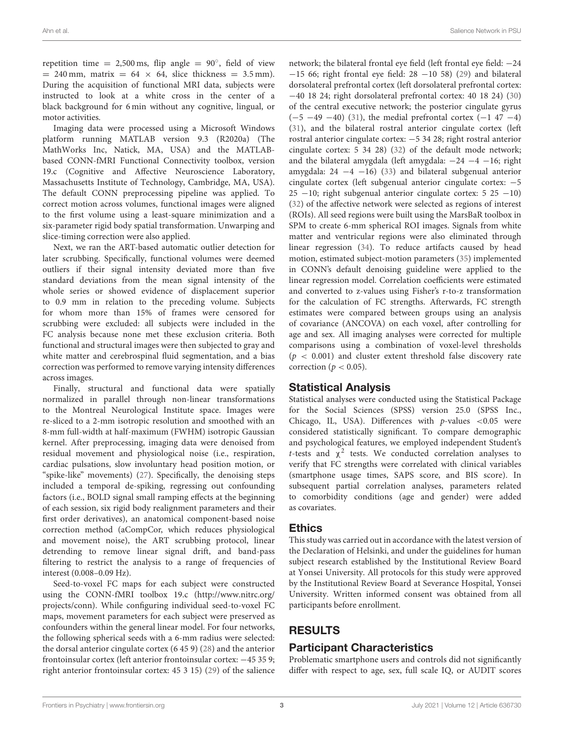repetition time = 2,500 ms, flip angle = 90°, field of view = 240 mm, matrix = 64 × 64, slice thickness = 3.5 mm). During the acquisition of functional MRI data, subjects were instructed to look at a white cross in the center of a black background for 6 min without any cognitive, lingual, or motor activities.

Imaging data were processed using a Microsoft Windows platform running MATLAB version 9.3 (R2020a) (The MathWorks Inc, Natick, MA, USA) and the MATLAB-based CONN-fMRI Functional Connectivity toolbox, version 19.c (Cognitive and Affective Neuroscience Laboratory, Massachusetts Institute of Technology, Cambridge, MA, USA). The default CONN preprocessing pipeline was applied. To correct motion across volumes, functional images were aligned to the first volume using a least-square minimization and a six-parameter rigid body spatial transformation. Unwarping and slice-timing correction were also applied.

Next, we ran the ART-based automatic outlier detection for later scrubbing. Specifically, functional volumes were deemed outliers if their signal intensity deviated more than five standard deviations from the mean signal intensity of the whole series or showed evidence of displacement superior to 0.9 mm in relation to the preceding volume. Subjects for whom more than 15% of frames were censored for scrubbing were excluded: all subjects were included in the FC analysis because none met these exclusion criteria. Both functional and structural images were then subjected to gray and white matter and cerebrospinal fluid segmentation, and a bias correction was performed to remove varying intensity differences across images.

Finally, structural and functional data were spatially normalized in parallel through non-linear transformations to the Montreal Neurological Institute space. Images were re-sliced to a 2-mm isotropic resolution and smoothed with an 8-mm full-width at half-maximum (FWHM) isotropic Gaussian kernel. After preprocessing, imaging data were denoised from residual movement and physiological noise (i.e., respiration, cardiac pulsations, slow involuntary head position motion, or "spike-like" movements) (27). Specifically, the denoising steps included a temporal de-spiking, regressing out confounding factors (i.e., BOLD signal small ramping effects at the beginning of each session, six rigid body realignment parameters and their first order derivatives), an anatomical component-based noise correction method (aCompCor, which reduces physiological and movement noise), the ART scrubbing protocol, linear detrending to remove linear signal drift, and band-pass filtering to restrict the analysis to a range of frequencies of interest (0.008–0.09 Hz).

Seed-to-voxel FC maps for each subject were constructed using the CONN-fMRI toolbox 19.c (http://www.nitrc.org/projects/conn). While configuring individual seed-to-voxel FC maps, movement parameters for each subject were preserved as confounders within the general linear model. For four networks, the following spherical seeds with a 6-mm radius were selected: the dorsal anterior cingulate cortex (6 45 9) (28) and the anterior frontoinsular cortex (left anterior frontoinsular cortex: −45 35 9; right anterior frontoinsular cortex: 45 3 15) (29) of the salience network; the bilateral frontal eye field (left frontal eye field: −24 −15 66; right frontal eye field: 28 −10 58) (29) and bilateral dorsolateral prefrontal cortex (left dorsolateral prefrontal cortex: −40 18 24; right dorsolateral prefrontal cortex: 40 18 24) (30) of the central executive network; the posterior cingulate gyrus (−5 −49 −40) (31), the medial prefrontal cortex (−1 47 −4) (31), and the bilateral rostral anterior cingulate cortex (left rostral anterior cingulate cortex: −5 34 28; right rostral anterior cingulate cortex: 5 34 28) (32) of the default mode network; and the bilateral amygdala (left amygdala: −24 −4 −16; right amygdala: 24 −4 −16) (33) and bilateral subgenual anterior cingulate cortex (left subgenual anterior cingulate cortex: −5 25 −10; right subgenual anterior cingulate cortex: 5 25 −10) (32) of the affective network were selected as regions of interest (ROIs). All seed regions were built using the MarsBaR toolbox in SPM to create 6-mm spherical ROI images. Signals from white matter and ventricular regions were also eliminated through linear regression (34). To reduce artifacts caused by head motion, estimated subject-motion parameters (35) implemented in CONN's default denoising guideline were applied to the linear regression model. Correlation coefficients were estimated and converted to z-values using Fisher's r-to-z transformation for the calculation of FC strengths. Afterwards, FC strength estimates were compared between groups using an analysis of covariance (ANCOVA) on each voxel, after controlling for age and sex. All imaging analyses were corrected for multiple comparisons using a combination of voxel-level thresholds ($p < 0.001$) and cluster extent threshold false discovery rate correction ($p < 0.05$).

## Statistical Analysis

Statistical analyses were conducted using the Statistical Package for the Social Sciences (SPSS) version 25.0 (SPSS Inc., Chicago, IL, USA). Differences with $p$-values <0.05 were considered statistically significant. To compare demographic and psychological features, we employed independent Student's $t$-tests and $\chi^2$ tests. We conducted correlation analyses to verify that FC strengths were correlated with clinical variables (smartphone usage times, SAPS score, and BIS score). In subsequent partial correlation analyses, parameters related to comorbidity conditions (age and gender) were added as covariates.

## Ethics

This study was carried out in accordance with the latest version of the Declaration of Helsinki, and under the guidelines for human subject research established by the Institutional Review Board at Yonsei University. All protocols for this study were approved by the Institutional Review Board at Severance Hospital, Yonsei University. Written informed consent was obtained from all participants before enrollment.

# RESULTS

## Participant Characteristics

Problematic smartphone users and controls did not significantly differ with respect to age, sex, full scale IQ, or AUDIT scores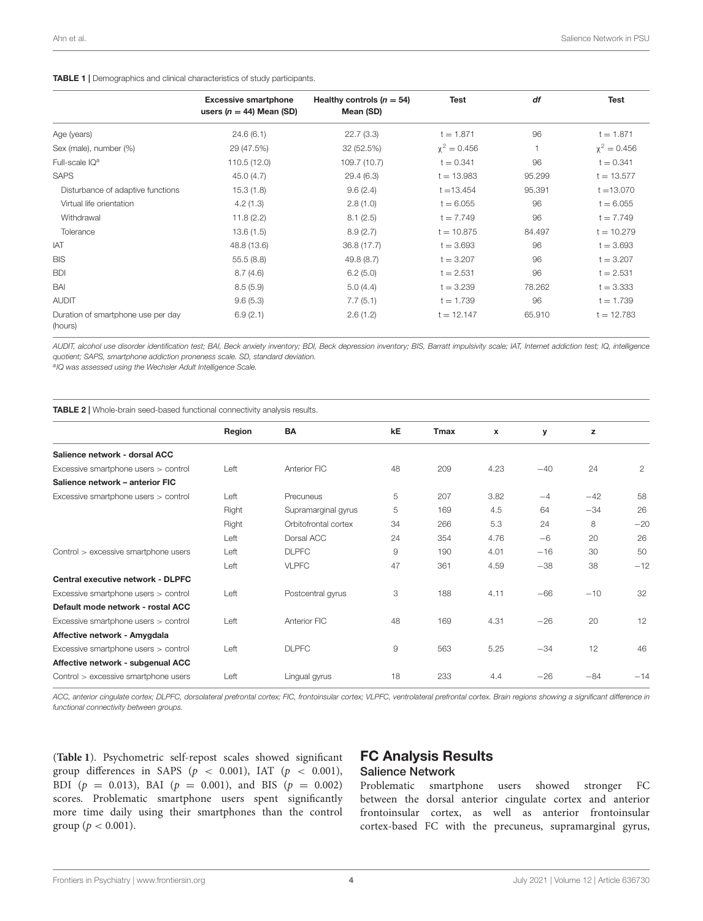**TABLE 1 |** Demographics and clinical characteristics of study participants.

| | Excessive smartphone users ($n = 44$) Mean (SD) | Healthy controls ($n = 54$) Mean (SD) | Test | *df* | Test |
|---|---|---|---|---|---|
| Age (years) | 24.6 (6.1) | 22.7 (3.3) | t = 1.871 | 96 | t = 1.871 |
| Sex (male), number (%) | 29 (47.5%) | 32 (52.5%) | $\chi^2 = 0.456$ | 1 | $\chi^2 = 0.456$ |
| Full-scale IQ[a] | 110.5 (12.0) | 109.7 (10.7) | t = 0.341 | 96 | t = 0.341 |
| SAPS | 45.0 (4.7) | 29.4 (6.3) | t = 13.983 | 95.299 | t = 13.577 |
| Disturbance of adaptive functions | 15.3 (1.8) | 9.6 (2.4) | t =13.454 | 95.391 | t =13.070 |
| Virtual life orientation | 4.2 (1.3) | 2.8 (1.0) | t = 6.055 | 96 | t = 6.055 |
| Withdrawal | 11.8 (2.2) | 8.1 (2.5) | t = 7.749 | 96 | t = 7.749 |
| Tolerance | 13.6 (1.5) | 8.9 (2.7) | t = 10.875 | 84.497 | t = 10.279 |
| IAT | 48.8 (13.6) | 36.8 (17.7) | t = 3.693 | 96 | t = 3.693 |
| BIS | 55.5 (8.8) | 49.8 (8.7) | t = 3.207 | 96 | t = 3.207 |
| BDI | 8.7 (4.6) | 6.2 (5.0) | t = 2.531 | 96 | t = 2.531 |
| BAI | 8.5 (5.9) | 5.0 (4.4) | t = 3.239 | 78.262 | t = 3.333 |
| AUDIT | 9.6 (5.3) | 7.7 (5.1) | t = 1.739 | 96 | t = 1.739 |
| Duration of smartphone use per day (hours) | 6.9 (2.1) | 2.6 (1.2) | t = 12.147 | 65.910 | t = 12.783 |

*AUDIT, alcohol use disorder identification test; BAI, Beck anxiety inventory; BDI, Beck depression inventory; BIS, Barratt impulsivity scale; IAT, Internet addiction test; IQ, intelligence quotient; SAPS, smartphone addiction proneness scale. SD, standard deviation.*
*[a]IQ was assessed using the Wechsler Adult Intelligence Scale.*

**TABLE 2 |** Whole-brain seed-based functional connectivity analysis results.

| | Region | BA | kE | Tmax | x | y | z | |
|---|---|---|---|---|---|---|---|---|
| **Salience network - dorsal ACC** | | | | | | | | |
| Excessive smartphone users > control | Left | Anterior FIC | 48 | 209 | 4.23 | −40 | 24 | 2 |
| **Salience network – anterior FIC** | | | | | | | | |
| Excessive smartphone users > control | Left | Precuneus | 5 | 207 | 3.82 | −4 | −42 | 58 |
| | Right | Supramarginal gyrus | 5 | 169 | 4.5 | 64 | −34 | 26 |
| | Right | Orbitofrontal cortex | 34 | 266 | 5.3 | 24 | 8 | −20 |
| | Left | Dorsal ACC | 24 | 354 | 4.76 | −6 | 20 | 26 |
| Control > excessive smartphone users | Left | DLPFC | 9 | 190 | 4.01 | −16 | 30 | 50 |
| | Left | VLPFC | 47 | 361 | 4.59 | −38 | 38 | −12 |
| **Central executive network - DLPFC** | | | | | | | | |
| Excessive smartphone users > control | Left | Postcentral gyrus | 3 | 188 | 4.11 | −66 | −10 | 32 |
| **Default mode network - rostal ACC** | | | | | | | | |
| Excessive smartphone users > control | Left | Anterior FIC | 48 | 169 | 4.31 | −26 | 20 | 12 |
| **Affective network - Amygdala** | | | | | | | | |
| Excessive smartphone users > control | Left | DLPFC | 9 | 563 | 5.25 | −34 | 12 | 46 |
| **Affective network - subgenual ACC** | | | | | | | | |
| Control > excessive smartphone users | Left | Lingual gyrus | 18 | 233 | 4.4 | −26 | −84 | −14 |

*ACC, anterior cingulate cortex; DLPFC, dorsolateral prefrontal cortex; FIC, frontoinsular cortex; VLPFC, ventrolateral prefrontal cortex. Brain regions showing a significant difference in functional connectivity between groups.*

(**Table 1**). Psychometric self-repost scales showed significant group differences in SAPS ($p < 0.001$), IAT ($p < 0.001$), BDI ($p = 0.013$), BAI ($p = 0.001$), and BIS ($p = 0.002$) scores. Problematic smartphone users spent significantly more time daily using their smartphones than the control group ($p < 0.001$).

## FC Analysis Results

### Salience Network

Problematic smartphone users showed stronger FC between the dorsal anterior cingulate cortex and anterior frontoinsular cortex, as well as anterior frontoinsular cortex-based FC with the precuneus, supramarginal gyrus,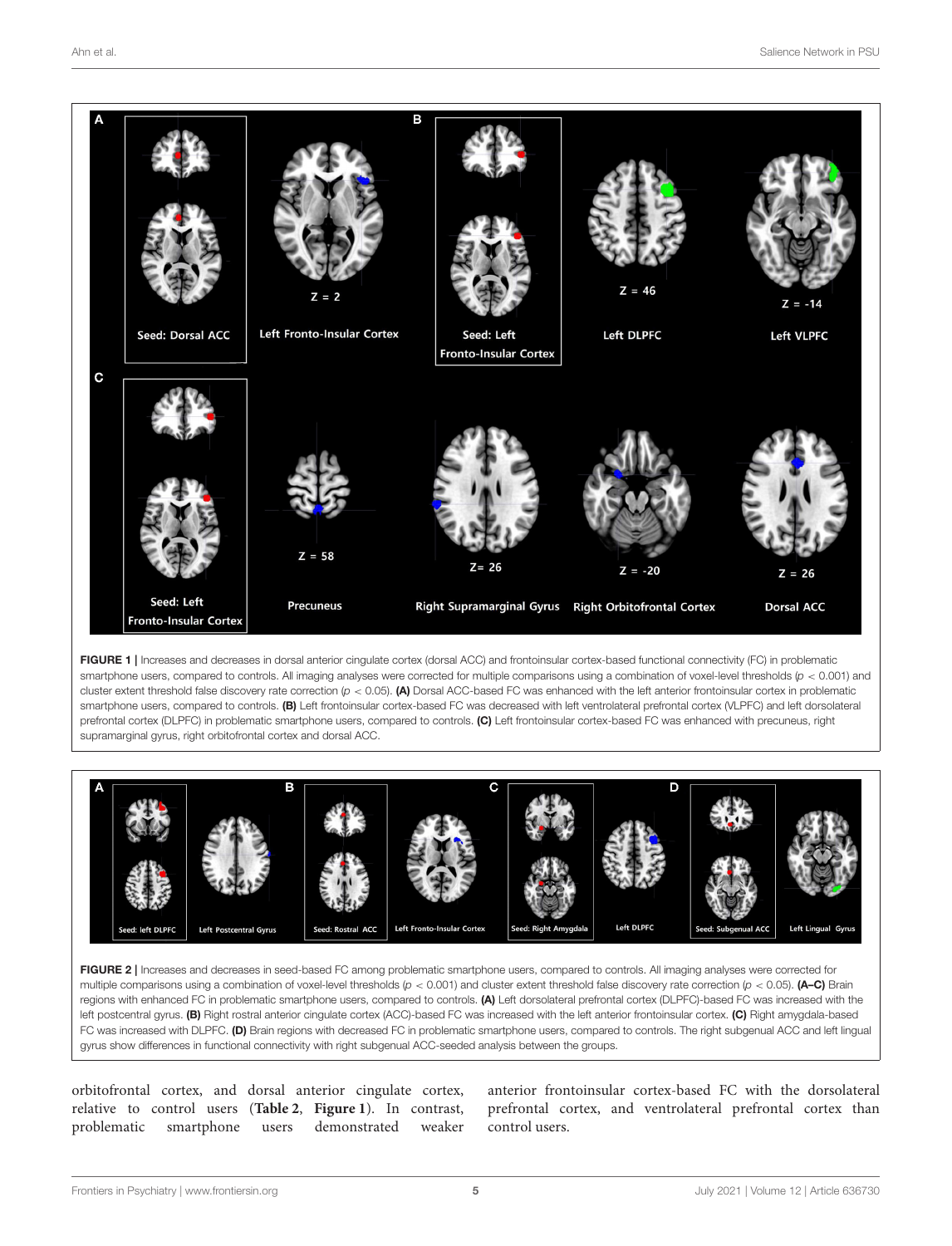**FIGURE 1** | Increases and decreases in dorsal anterior cingulate cortex (dorsal ACC) and frontoinsular cortex-based functional connectivity (FC) in problematic smartphone users, compared to controls. All imaging analyses were corrected for multiple comparisons using a combination of voxel-level thresholds ($p < 0.001$) and cluster extent threshold false discovery rate correction ($p < 0.05$). **(A)** Dorsal ACC-based FC was enhanced with the left anterior frontoinsular cortex in problematic smartphone users, compared to controls. **(B)** Left frontoinsular cortex-based FC was decreased with left ventrolateral prefrontal cortex (VLPFC) and left dorsolateral prefrontal cortex (DLPFC) in problematic smartphone users, compared to controls. **(C)** Left frontoinsular cortex-based FC was enhanced with precuneus, right supramarginal gyrus, right orbitofrontal cortex and dorsal ACC.

**FIGURE 2** | Increases and decreases in seed-based FC among problematic smartphone users, compared to controls. All imaging analyses were corrected for multiple comparisons using a combination of voxel-level thresholds ($p < 0.001$) and cluster extent threshold false discovery rate correction ($p < 0.05$). **(A–C)** Brain regions with enhanced FC in problematic smartphone users, compared to controls. **(A)** Left dorsolateral prefrontal cortex (DLPFC)-based FC was increased with the left postcentral gyrus. **(B)** Right rostral anterior cingulate cortex (ACC)-based FC was increased with the left anterior frontoinsular cortex. **(C)** Right amygdala-based FC was increased with DLPFC. **(D)** Brain regions with decreased FC in problematic smartphone users, compared to controls. The right subgenual ACC and left lingual gyrus show differences in functional connectivity with right subgenual ACC-seeded analysis between the groups.

orbitofrontal cortex, and dorsal anterior cingulate cortex, relative to control users (**Table 2**, **Figure 1**). In contrast, problematic smartphone users demonstrated weaker anterior frontoinsular cortex-based FC with the dorsolateral prefrontal cortex, and ventrolateral prefrontal cortex than control users.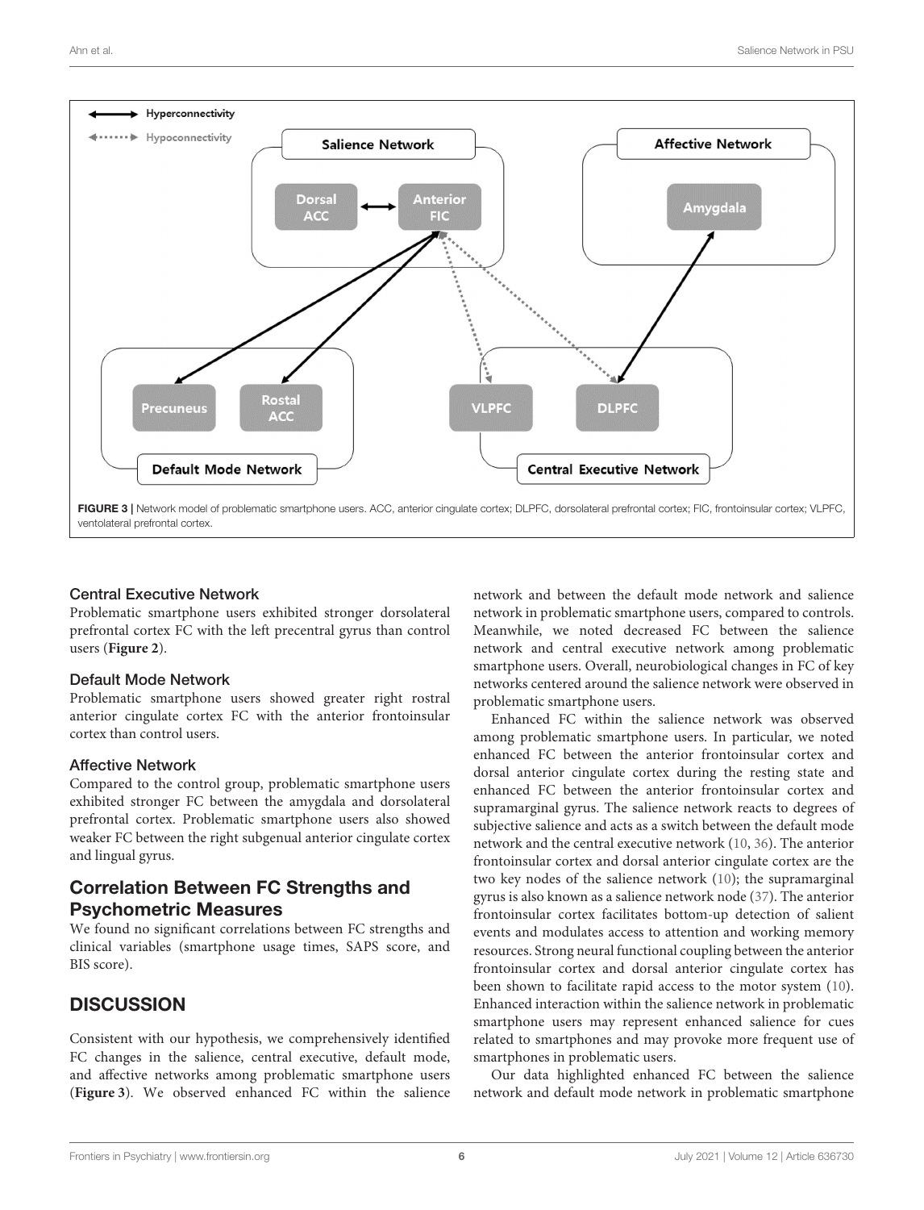FIGURE 3 | Network model of problematic smartphone users. ACC, anterior cingulate cortex; DLPFC, dorsolateral prefrontal cortex; FIC, frontoinsular cortex; VLPFC, ventolateral prefrontal cortex.

### Central Executive Network

Problematic smartphone users exhibited stronger dorsolateral prefrontal cortex FC with the left precentral gyrus than control users (**Figure 2**).

### Default Mode Network

Problematic smartphone users showed greater right rostral anterior cingulate cortex FC with the anterior frontoinsular cortex than control users.

### Affective Network

Compared to the control group, problematic smartphone users exhibited stronger FC between the amygdala and dorsolateral prefrontal cortex. Problematic smartphone users also showed weaker FC between the right subgenual anterior cingulate cortex and lingual gyrus.

## Correlation Between FC Strengths and Psychometric Measures

We found no significant correlations between FC strengths and clinical variables (smartphone usage times, SAPS score, and BIS score).

# DISCUSSION

Consistent with our hypothesis, we comprehensively identified FC changes in the salience, central executive, default mode, and affective networks among problematic smartphone users (**Figure 3**). We observed enhanced FC within the salience network and between the default mode network and salience network in problematic smartphone users, compared to controls. Meanwhile, we noted decreased FC between the salience network and central executive network among problematic smartphone users. Overall, neurobiological changes in FC of key networks centered around the salience network were observed in problematic smartphone users.

Enhanced FC within the salience network was observed among problematic smartphone users. In particular, we noted enhanced FC between the anterior frontoinsular cortex and dorsal anterior cingulate cortex during the resting state and enhanced FC between the anterior frontoinsular cortex and supramarginal gyrus. The salience network reacts to degrees of subjective salience and acts as a switch between the default mode network and the central executive network (10, 36). The anterior frontoinsular cortex and dorsal anterior cingulate cortex are the two key nodes of the salience network (10); the supramarginal gyrus is also known as a salience network node (37). The anterior frontoinsular cortex facilitates bottom-up detection of salient events and modulates access to attention and working memory resources. Strong neural functional coupling between the anterior frontoinsular cortex and dorsal anterior cingulate cortex has been shown to facilitate rapid access to the motor system (10). Enhanced interaction within the salience network in problematic smartphone users may represent enhanced salience for cues related to smartphones and may provoke more frequent use of smartphones in problematic users.

Our data highlighted enhanced FC between the salience network and default mode network in problematic smartphone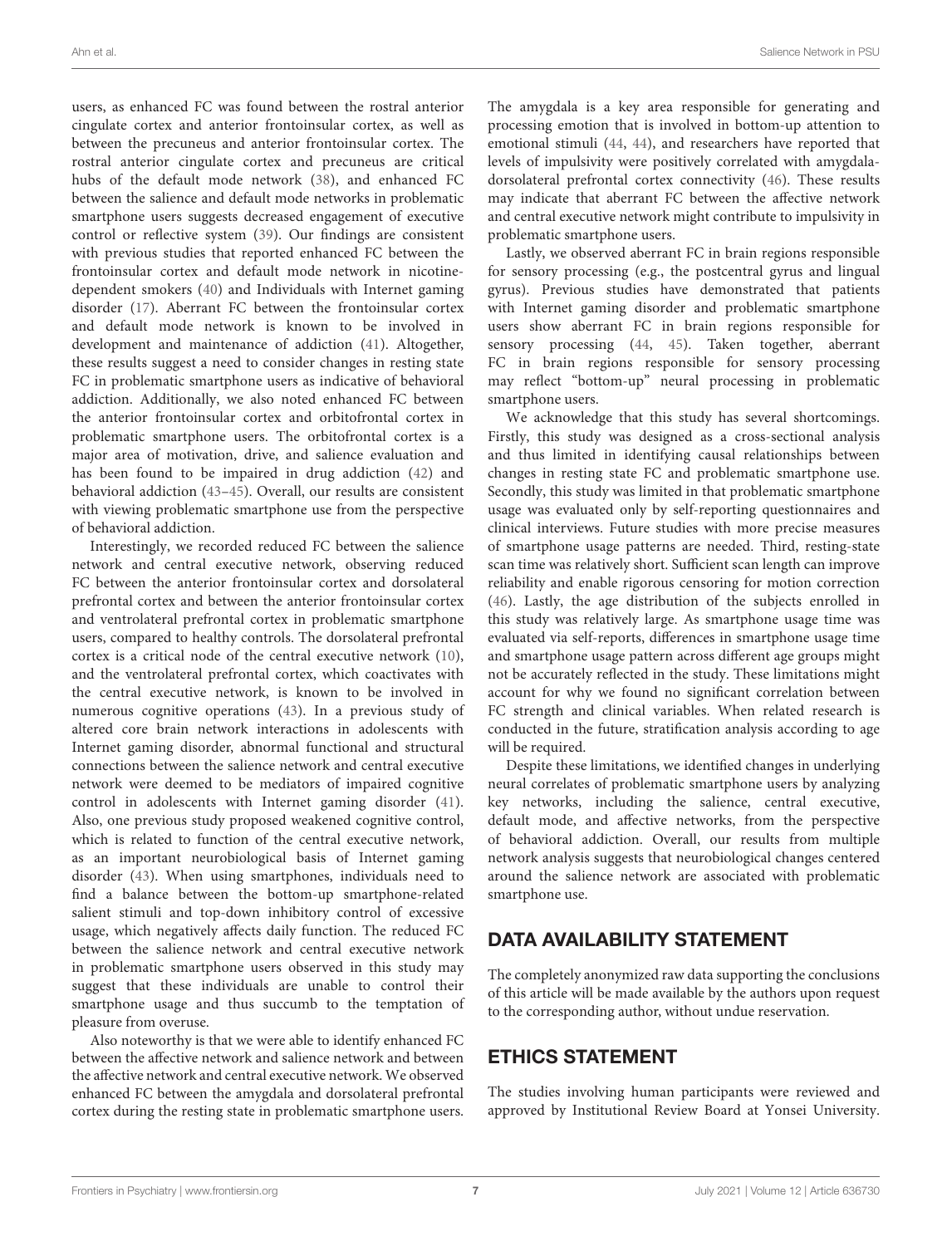users, as enhanced FC was found between the rostral anterior cingulate cortex and anterior frontoinsular cortex, as well as between the precuneus and anterior frontoinsular cortex. The rostral anterior cingulate cortex and precuneus are critical hubs of the default mode network (38), and enhanced FC between the salience and default mode networks in problematic smartphone users suggests decreased engagement of executive control or reflective system (39). Our findings are consistent with previous studies that reported enhanced FC between the frontoinsular cortex and default mode network in nicotine-dependent smokers (40) and Individuals with Internet gaming disorder (17). Aberrant FC between the frontoinsular cortex and default mode network is known to be involved in development and maintenance of addiction (41). Altogether, these results suggest a need to consider changes in resting state FC in problematic smartphone users as indicative of behavioral addiction. Additionally, we also noted enhanced FC between the anterior frontoinsular cortex and orbitofrontal cortex in problematic smartphone users. The orbitofrontal cortex is a major area of motivation, drive, and salience evaluation and has been found to be impaired in drug addiction (42) and behavioral addiction (43–45). Overall, our results are consistent with viewing problematic smartphone use from the perspective of behavioral addiction.

Interestingly, we recorded reduced FC between the salience network and central executive network, observing reduced FC between the anterior frontoinsular cortex and dorsolateral prefrontal cortex and between the anterior frontoinsular cortex and ventrolateral prefrontal cortex in problematic smartphone users, compared to healthy controls. The dorsolateral prefrontal cortex is a critical node of the central executive network (10), and the ventrolateral prefrontal cortex, which coactivates with the central executive network, is known to be involved in numerous cognitive operations (43). In a previous study of altered core brain network interactions in adolescents with Internet gaming disorder, abnormal functional and structural connections between the salience network and central executive network were deemed to be mediators of impaired cognitive control in adolescents with Internet gaming disorder (41). Also, one previous study proposed weakened cognitive control, which is related to function of the central executive network, as an important neurobiological basis of Internet gaming disorder (43). When using smartphones, individuals need to find a balance between the bottom-up smartphone-related salient stimuli and top-down inhibitory control of excessive usage, which negatively affects daily function. The reduced FC between the salience network and central executive network in problematic smartphone users observed in this study may suggest that these individuals are unable to control their smartphone usage and thus succumb to the temptation of pleasure from overuse.

Also noteworthy is that we were able to identify enhanced FC between the affective network and salience network and between the affective network and central executive network. We observed enhanced FC between the amygdala and dorsolateral prefrontal cortex during the resting state in problematic smartphone users. The amygdala is a key area responsible for generating and processing emotion that is involved in bottom-up attention to emotional stimuli (44, 44), and researchers have reported that levels of impulsivity were positively correlated with amygdala-dorsolateral prefrontal cortex connectivity (46). These results may indicate that aberrant FC between the affective network and central executive network might contribute to impulsivity in problematic smartphone users.

Lastly, we observed aberrant FC in brain regions responsible for sensory processing (e.g., the postcentral gyrus and lingual gyrus). Previous studies have demonstrated that patients with Internet gaming disorder and problematic smartphone users show aberrant FC in brain regions responsible for sensory processing (44, 45). Taken together, aberrant FC in brain regions responsible for sensory processing may reflect "bottom-up" neural processing in problematic smartphone users.

We acknowledge that this study has several shortcomings. Firstly, this study was designed as a cross-sectional analysis and thus limited in identifying causal relationships between changes in resting state FC and problematic smartphone use. Secondly, this study was limited in that problematic smartphone usage was evaluated only by self-reporting questionnaires and clinical interviews. Future studies with more precise measures of smartphone usage patterns are needed. Third, resting-state scan time was relatively short. Sufficient scan length can improve reliability and enable rigorous censoring for motion correction (46). Lastly, the age distribution of the subjects enrolled in this study was relatively large. As smartphone usage time was evaluated via self-reports, differences in smartphone usage time and smartphone usage pattern across different age groups might not be accurately reflected in the study. These limitations might account for why we found no significant correlation between FC strength and clinical variables. When related research is conducted in the future, stratification analysis according to age will be required.

Despite these limitations, we identified changes in underlying neural correlates of problematic smartphone users by analyzing key networks, including the salience, central executive, default mode, and affective networks, from the perspective of behavioral addiction. Overall, our results from multiple network analysis suggests that neurobiological changes centered around the salience network are associated with problematic smartphone use.

## DATA AVAILABILITY STATEMENT

The completely anonymized raw data supporting the conclusions of this article will be made available by the authors upon request to the corresponding author, without undue reservation.

## ETHICS STATEMENT

The studies involving human participants were reviewed and approved by Institutional Review Board at Yonsei University.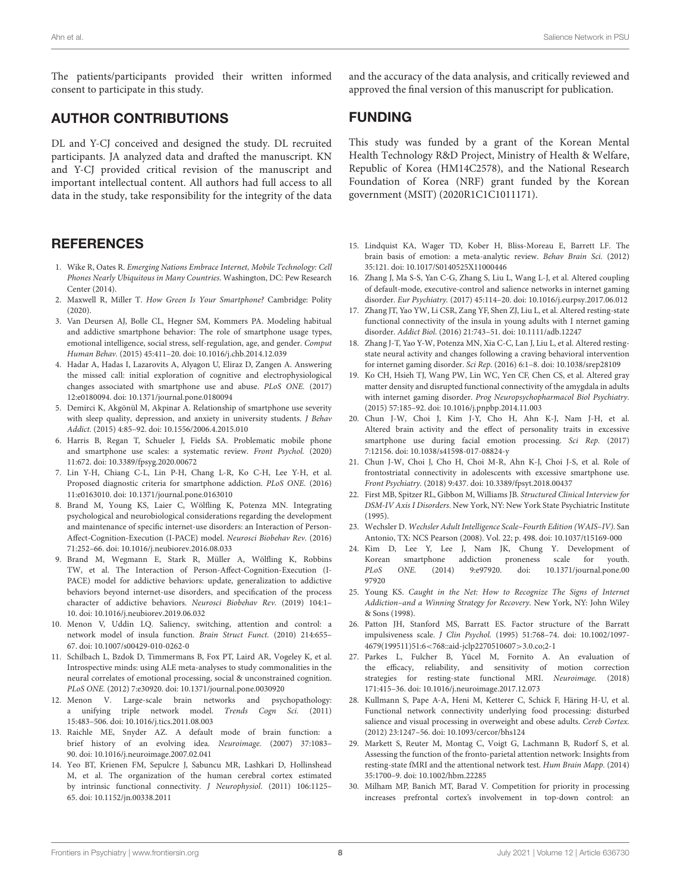The patients/participants provided their written informed consent to participate in this study.

## AUTHOR CONTRIBUTIONS

DL and Y-CJ conceived and designed the study. DL recruited participants. JA analyzed data and drafted the manuscript. KN and Y-CJ provided critical revision of the manuscript and important intellectual content. All authors had full access to all data in the study, take responsibility for the integrity of the data and the accuracy of the data analysis, and critically reviewed and approved the final version of this manuscript for publication.

## FUNDING

This study was funded by a grant of the Korean Mental Health Technology R&D Project, Ministry of Health & Welfare, Republic of Korea (HM14C2578), and the National Research Foundation of Korea (NRF) grant funded by the Korean government (MSIT) (2020R1C1C1011171).

## REFERENCES

1. Wike R, Oates R. *Emerging Nations Embrace Internet, Mobile Technology: Cell Phones Nearly Ubiquitous in Many Countries*. Washington, DC: Pew Research Center (2014).
2. Maxwell R, Miller T. *How Green Is Your Smartphone?* Cambridge: Polity (2020).
3. Van Deursen AJ, Bolle CL, Hegner SM, Kommers PA. Modeling habitual and addictive smartphone behavior: The role of smartphone usage types, emotional intelligence, social stress, self-regulation, age, and gender. *Comput Human Behav.* (2015) 45:411–20. doi: 10.1016/j.chb.2014.12.039
4. Hadar A, Hadas I, Lazarovits A, Alyagon U, Eliraz D, Zangen A. Answering the missed call: initial exploration of cognitive and electrophysiological changes associated with smartphone use and abuse. *PLoS ONE.* (2017) 12:e0180094. doi: 10.1371/journal.pone.0180094
5. Demirci K, Akgönül M, Akpinar A. Relationship of smartphone use severity with sleep quality, depression, and anxiety in university students. *J Behav Addict.* (2015) 4:85–92. doi: 10.1556/2006.4.2015.010
6. Harris B, Regan T, Schueler J, Fields SA. Problematic mobile phone and smartphone use scales: a systematic review. *Front Psychol.* (2020) 11:672. doi: 10.3389/fpsyg.2020.00672
7. Lin Y-H, Chiang C-L, Lin P-H, Chang L-R, Ko C-H, Lee Y-H, et al. Proposed diagnostic criteria for smartphone addiction. *PLoS ONE.* (2016) 11:e0163010. doi: 10.1371/journal.pone.0163010
8. Brand M, Young KS, Laier C, Wölfling K, Potenza MN. Integrating psychological and neurobiological considerations regarding the development and maintenance of specific internet-use disorders: an Interaction of Person-Affect-Cognition-Execution (I-PACE) model. *Neurosci Biobehav Rev.* (2016) 71:252–66. doi: 10.1016/j.neubiorev.2016.08.033
9. Brand M, Wegmann E, Stark R, Müller A, Wölfling K, Robbins TW, et al. The Interaction of Person-Affect-Cognition-Execution (I-PACE) model for addictive behaviors: update, generalization to addictive behaviors beyond internet-use disorders, and specification of the process character of addictive behaviors. *Neurosci Biobehav Rev.* (2019) 104:1–10. doi: 10.1016/j.neubiorev.2019.06.032
10. Menon V, Uddin LQ. Saliency, switching, attention and control: a network model of insula function. *Brain Struct Funct.* (2010) 214:655–67. doi: 10.1007/s00429-010-0262-0
11. Schilbach L, Bzdok D, Timmermans B, Fox PT, Laird AR, Vogeley K, et al. Introspective minds: using ALE meta-analyses to study commonalities in the neural correlates of emotional processing, social & unconstrained cognition. *PLoS ONE.* (2012) 7:e30920. doi: 10.1371/journal.pone.0030920
12. Menon V. Large-scale brain networks and psychopathology: a unifying triple network model. *Trends Cogn Sci.* (2011) 15:483–506. doi: 10.1016/j.tics.2011.08.003
13. Raichle ME, Snyder AZ. A default mode of brain function: a brief history of an evolving idea. *Neuroimage.* (2007) 37:1083–90. doi: 10.1016/j.neuroimage.2007.02.041
14. Yeo BT, Krienen FM, Sepulcre J, Sabuncu MR, Lashkari D, Hollinshead M, et al. The organization of the human cerebral cortex estimated by intrinsic functional connectivity. *J Neurophysiol.* (2011) 106:1125–65. doi: 10.1152/jn.00338.2011
15. Lindquist KA, Wager TD, Kober H, Bliss-Moreau E, Barrett LF. The brain basis of emotion: a meta-analytic review. *Behav Brain Sci.* (2012) 35:121. doi: 10.1017/S0140525X11000446
16. Zhang J, Ma S-S, Yan C-G, Zhang S, Liu L, Wang L-J, et al. Altered coupling of default-mode, executive-control and salience networks in internet gaming disorder. *Eur Psychiatry.* (2017) 45:114–20. doi: 10.1016/j.eurpsy.2017.06.012
17. Zhang JT, Yao YW, Li CSR, Zang YF, Shen ZJ, Liu L, et al. Altered resting-state functional connectivity of the insula in young adults with I nternet gaming disorder. *Addict Biol.* (2016) 21:743–51. doi: 10.1111/adb.12247
18. Zhang J-T, Yao Y-W, Potenza MN, Xia C-C, Lan J, Liu L, et al. Altered resting-state neural activity and changes following a craving behavioral intervention for internet gaming disorder. *Sci Rep.* (2016) 6:1–8. doi: 10.1038/srep28109
19. Ko CH, Hsieh TJ, Wang PW, Lin WC, Yen CF, Chen CS, et al. Altered gray matter density and disrupted functional connectivity of the amygdala in adults with internet gaming disorder. *Prog Neuropsychopharmacol Biol Psychiatry.* (2015) 57:185–92. doi: 10.1016/j.pnpbp.2014.11.003
20. Chun J-W, Choi J, Kim J-Y, Cho H, Ahn K-J, Nam J-H, et al. Altered brain activity and the effect of personality traits in excessive smartphone use during facial emotion processing. *Sci Rep.* (2017) 7:12156. doi: 10.1038/s41598-017-08824-y
21. Chun J-W, Choi J, Cho H, Choi M-R, Ahn K-J, Choi J-S, et al. Role of frontostriatal connectivity in adolescents with excessive smartphone use. *Front Psychiatry.* (2018) 9:437. doi: 10.3389/fpsyt.2018.00437
22. First MB, Spitzer RL, Gibbon M, Williams JB. *Structured Clinical Interview for DSM-IV Axis I Disorders*. New York, NY: New York State Psychiatric Institute (1995).
23. Wechsler D. *Wechsler Adult Intelligence Scale–Fourth Edition (WAIS–IV)*. San Antonio, TX: NCS Pearson (2008). Vol. 22; p. 498. doi: 10.1037/t15169-000
24. Kim D, Lee Y, Lee J, Nam JK, Chung Y. Development of Korean smartphone addiction proneness scale for youth. *PLoS ONE.* (2014) 9:e97920. doi: 10.1371/journal.pone.0097920
25. Young KS. *Caught in the Net: How to Recognize The Signs of Internet Addiction–and a Winning Strategy for Recovery*. New York, NY: John Wiley & Sons (1998).
26. Patton JH, Stanford MS, Barratt ES. Factor structure of the Barratt impulsiveness scale. *J Clin Psychol.* (1995) 51:768–74. doi: 10.1002/1097-4679(199511)51:6<768::aid-jclp2270510607>3.0.co;2-1
27. Parkes L, Fulcher B, Yücel M, Fornito A. An evaluation of the efficacy, reliability, and sensitivity of motion correction strategies for resting-state functional MRI. *Neuroimage.* (2018) 171:415–36. doi: 10.1016/j.neuroimage.2017.12.073
28. Kullmann S, Pape A-A, Heni M, Ketterer C, Schick F, Häring H-U, et al. Functional network connectivity underlying food processing: disturbed salience and visual processing in overweight and obese adults. *Cereb Cortex.* (2012) 23:1247–56. doi: 10.1093/cercor/bhs124
29. Markett S, Reuter M, Montag C, Voigt G, Lachmann B, Rudorf S, et al. Assessing the function of the fronto-parietal attention network: Insights from resting-state fMRI and the attentional network test. *Hum Brain Mapp.* (2014) 35:1700–9. doi: 10.1002/hbm.22285
30. Milham MP, Banich MT, Barad V. Competition for priority in processing increases prefrontal cortex's involvement in top-down control: an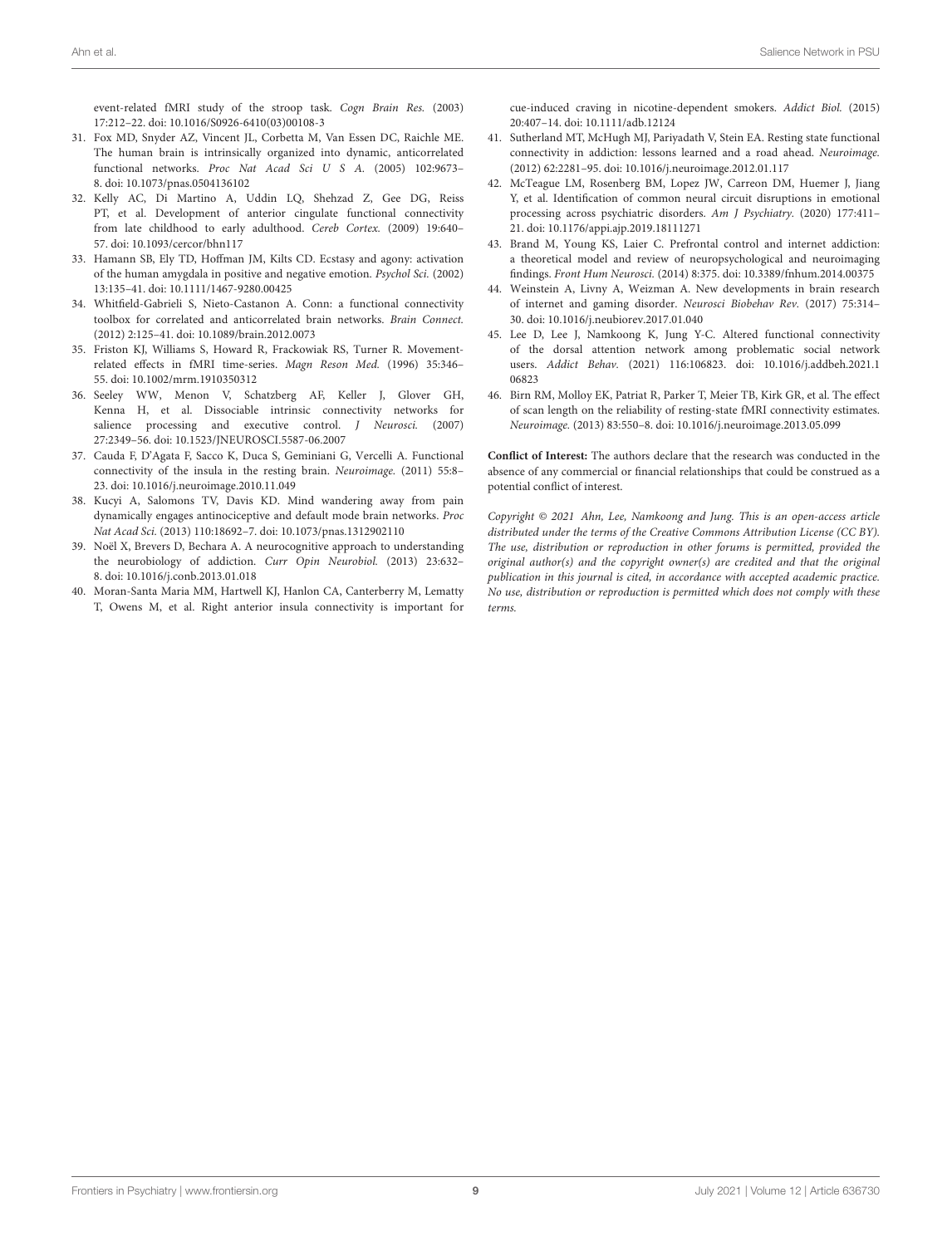event-related fMRI study of the stroop task. *Cogn Brain Res.* (2003) 17:212–22. doi: 10.1016/S0926-6410(03)00108-3

31. Fox MD, Snyder AZ, Vincent JL, Corbetta M, Van Essen DC, Raichle ME. The human brain is intrinsically organized into dynamic, anticorrelated functional networks. *Proc Nat Acad Sci U S A.* (2005) 102:9673–8. doi: 10.1073/pnas.0504136102
32. Kelly AC, Di Martino A, Uddin LQ, Shehzad Z, Gee DG, Reiss PT, et al. Development of anterior cingulate functional connectivity from late childhood to early adulthood. *Cereb Cortex.* (2009) 19:640–57. doi: 10.1093/cercor/bhn117
33. Hamann SB, Ely TD, Hoffman JM, Kilts CD. Ecstasy and agony: activation of the human amygdala in positive and negative emotion. *Psychol Sci.* (2002) 13:135–41. doi: 10.1111/1467-9280.00425
34. Whitfield-Gabrieli S, Nieto-Castanon A. Conn: a functional connectivity toolbox for correlated and anticorrelated brain networks. *Brain Connect.* (2012) 2:125–41. doi: 10.1089/brain.2012.0073
35. Friston KJ, Williams S, Howard R, Frackowiak RS, Turner R. Movement-related effects in fMRI time-series. *Magn Reson Med.* (1996) 35:346–55. doi: 10.1002/mrm.1910350312
36. Seeley WW, Menon V, Schatzberg AF, Keller J, Glover GH, Kenna H, et al. Dissociable intrinsic connectivity networks for salience processing and executive control. *J Neurosci.* (2007) 27:2349–56. doi: 10.1523/JNEUROSCI.5587-06.2007
37. Cauda F, D'Agata F, Sacco K, Duca S, Geminiani G, Vercelli A. Functional connectivity of the insula in the resting brain. *Neuroimage.* (2011) 55:8–23. doi: 10.1016/j.neuroimage.2010.11.049
38. Kucyi A, Salomons TV, Davis KD. Mind wandering away from pain dynamically engages antinociceptive and default mode brain networks. *Proc Nat Acad Sci.* (2013) 110:18692–7. doi: 10.1073/pnas.1312902110
39. Noël X, Brevers D, Bechara A. A neurocognitive approach to understanding the neurobiology of addiction. *Curr Opin Neurobiol.* (2013) 23:632–8. doi: 10.1016/j.conb.2013.01.018
40. Moran-Santa Maria MM, Hartwell KJ, Hanlon CA, Canterberry M, Lematty T, Owens M, et al. Right anterior insula connectivity is important for cue-induced craving in nicotine-dependent smokers. *Addict Biol.* (2015) 20:407–14. doi: 10.1111/adb.12124
41. Sutherland MT, McHugh MJ, Pariyadath V, Stein EA. Resting state functional connectivity in addiction: lessons learned and a road ahead. *Neuroimage.* (2012) 62:2281–95. doi: 10.1016/j.neuroimage.2012.01.117
42. McTeague LM, Rosenberg BM, Lopez JW, Carreon DM, Huemer J, Jiang Y, et al. Identification of common neural circuit disruptions in emotional processing across psychiatric disorders. *Am J Psychiatry.* (2020) 177:411–21. doi: 10.1176/appi.ajp.2019.18111271
43. Brand M, Young KS, Laier C. Prefrontal control and internet addiction: a theoretical model and review of neuropsychological and neuroimaging findings. *Front Hum Neurosci.* (2014) 8:375. doi: 10.3389/fnhum.2014.00375
44. Weinstein A, Livny A, Weizman A. New developments in brain research of internet and gaming disorder. *Neurosci Biobehav Rev.* (2017) 75:314–30. doi: 10.1016/j.neubiorev.2017.01.040
45. Lee D, Lee J, Namkoong K, Jung Y-C. Altered functional connectivity of the dorsal attention network among problematic social network users. *Addict Behav.* (2021) 116:106823. doi: 10.1016/j.addbeh.2021.106823
46. Birn RM, Molloy EK, Patriat R, Parker T, Meier TB, Kirk GR, et al. The effect of scan length on the reliability of resting-state fMRI connectivity estimates. *Neuroimage.* (2013) 83:550–8. doi: 10.1016/j.neuroimage.2013.05.099

**Conflict of Interest:** The authors declare that the research was conducted in the absence of any commercial or financial relationships that could be construed as a potential conflict of interest.

*Copyright © 2021 Ahn, Lee, Namkoong and Jung. This is an open-access article distributed under the terms of the Creative Commons Attribution License (CC BY). The use, distribution or reproduction in other forums is permitted, provided the original author(s) and the copyright owner(s) are credited and that the original publication in this journal is cited, in accordance with accepted academic practice. No use, distribution or reproduction is permitted which does not comply with these terms.*